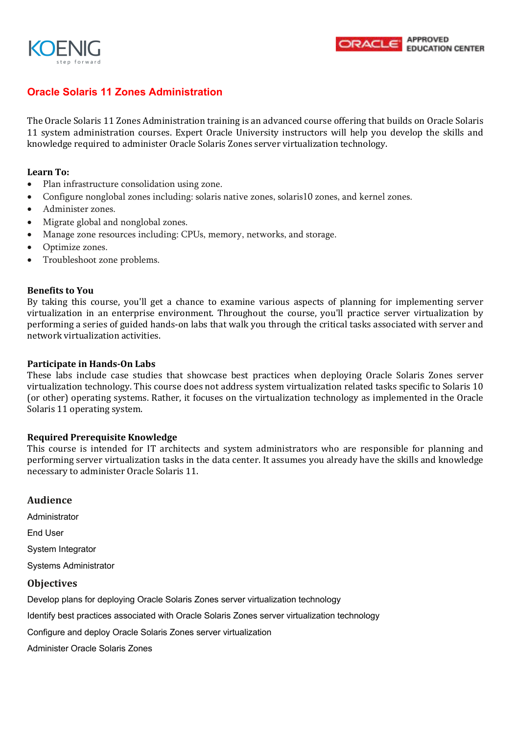# Oracle Solaris 11 Zones Administration

The Oracle Solaris 11 Zones Administration training is an advanced course offering that builds on Oracle Solaris 11 system administration courses. Expert Oracle University instructors will help you develop the skills and knowledge required to administer Oracle Solaris Zones server virtualization technology.

**Learn To:**

- Plan infrastructure consolidation using zone.
- Configure nonglobal zones including: solaris native zones, solaris10 zones, and kernel zones.
- Administer zones.
- Migrate global and nonglobal zones.
- Manage zone resources including: CPUs, memory, networks, and storage.
- Optimize zones.
- Troubleshoot zone problems.

**Benefits to You**

By taking this course, you'll get a chance to examine various aspects of planning for implementing server virtualization in an enterprise environment. Throughout the course, you'll practice server virtualization by performing a series of guided hands-on labs that walk you through the critical tasks associated with server and network virtualization activities.

**Participate in Hands-On Labs**

These labs include case studies that showcase best practices when deploying Oracle Solaris Zones server virtualization technology. This course does not address system virtualization related tasks specific to Solaris 10 (or other) operating systems. Rather, it focuses on the virtualization technology as implemented in the Oracle Solaris 11 operating system.

**Required Prerequisite Knowledge**

This course is intended for IT architects and system administrators who are responsible for planning and performing server virtualization tasks in the data center. It assumes you already have the skills and knowledge necessary to administer Oracle Solaris 11.

## Audience

Administrator

End User

System Integrator

Systems Administrator

## Objectives

Develop plans for deploying Oracle Solaris Zones server virtualization technology

Identify best practices associated with Oracle Solaris Zones server virtualization technology

Configure and deploy Oracle Solaris Zones server virtualization

Administer Oracle Solaris Zones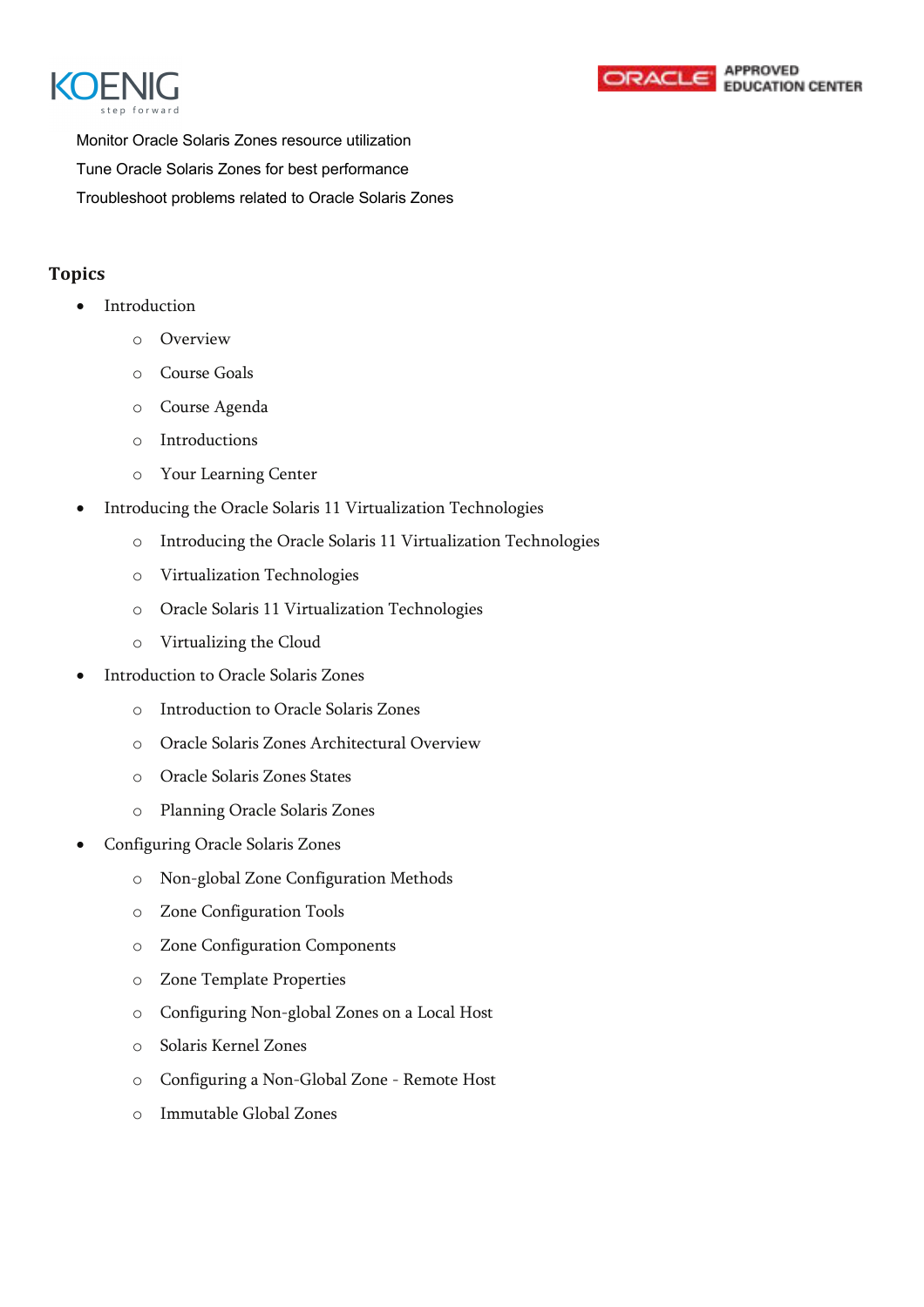Monitor Oracle Solaris Zones resource utilization

Tune Oracle Solaris Zones for best performance

Troubleshoot problems related to Oracle Solaris Zones

## Topics

- Introduction
  - Overview
  - Course Goals
  - Course Agenda
  - Introductions
  - Your Learning Center
- Introducing the Oracle Solaris 11 Virtualization Technologies
  - Introducing the Oracle Solaris 11 Virtualization Technologies
  - Virtualization Technologies
  - Oracle Solaris 11 Virtualization Technologies
  - Virtualizing the Cloud
- Introduction to Oracle Solaris Zones
  - Introduction to Oracle Solaris Zones
  - Oracle Solaris Zones Architectural Overview
  - Oracle Solaris Zones States
  - Planning Oracle Solaris Zones
- Configuring Oracle Solaris Zones
  - Non-global Zone Configuration Methods
  - Zone Configuration Tools
  - Zone Configuration Components
  - Zone Template Properties
  - Configuring Non-global Zones on a Local Host
  - Solaris Kernel Zones
  - Configuring a Non-Global Zone - Remote Host
  - Immutable Global Zones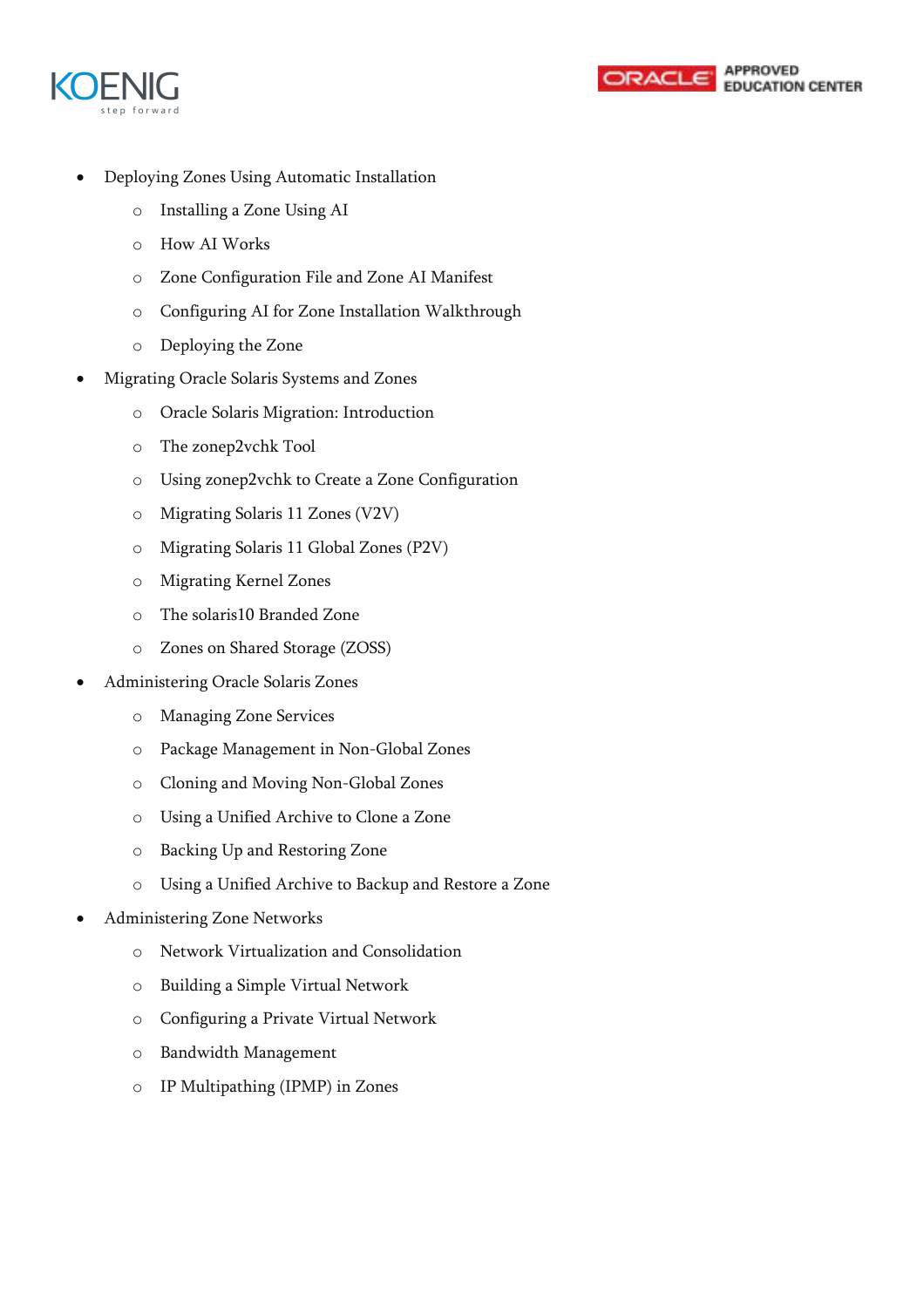- Deploying Zones Using Automatic Installation
    - Installing a Zone Using AI
    - How AI Works
    - Zone Configuration File and Zone AI Manifest
    - Configuring AI for Zone Installation Walkthrough
    - Deploying the Zone
- Migrating Oracle Solaris Systems and Zones
    - Oracle Solaris Migration: Introduction
    - The zonep2vchk Tool
    - Using zonep2vchk to Create a Zone Configuration
    - Migrating Solaris 11 Zones (V2V)
    - Migrating Solaris 11 Global Zones (P2V)
    - Migrating Kernel Zones
    - The solaris10 Branded Zone
    - Zones on Shared Storage (ZOSS)
- Administering Oracle Solaris Zones
    - Managing Zone Services
    - Package Management in Non-Global Zones
    - Cloning and Moving Non-Global Zones
    - Using a Unified Archive to Clone a Zone
    - Backing Up and Restoring Zone
    - Using a Unified Archive to Backup and Restore a Zone
- Administering Zone Networks
    - Network Virtualization and Consolidation
    - Building a Simple Virtual Network
    - Configuring a Private Virtual Network
    - Bandwidth Management
    - IP Multipathing (IPMP) in Zones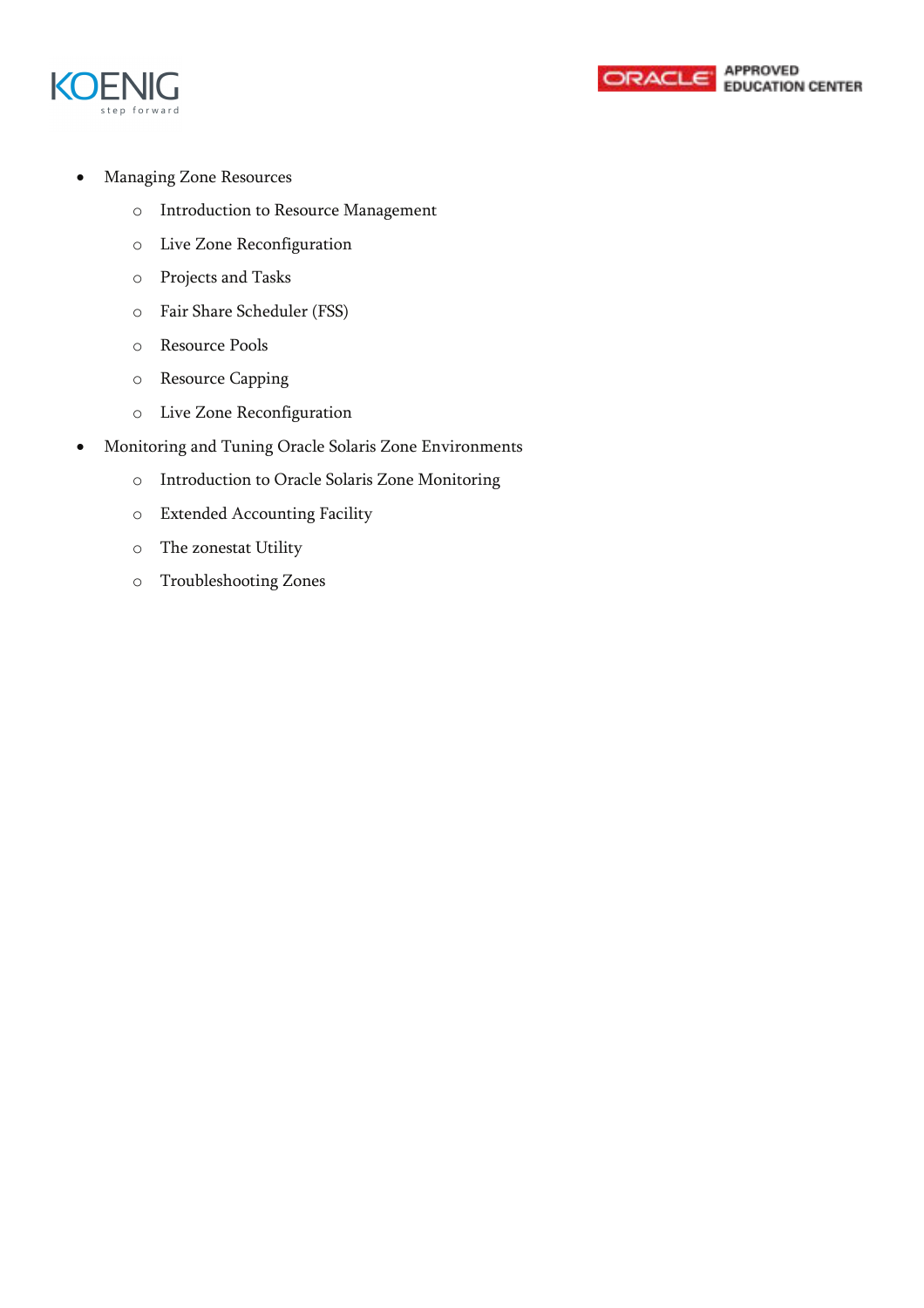- Managing Zone Resources
    - Introduction to Resource Management
    - Live Zone Reconfiguration
    - Projects and Tasks
    - Fair Share Scheduler (FSS)
    - Resource Pools
    - Resource Capping
    - Live Zone Reconfiguration
- Monitoring and Tuning Oracle Solaris Zone Environments
    - Introduction to Oracle Solaris Zone Monitoring
    - Extended Accounting Facility
    - The zonestat Utility
    - Troubleshooting Zones